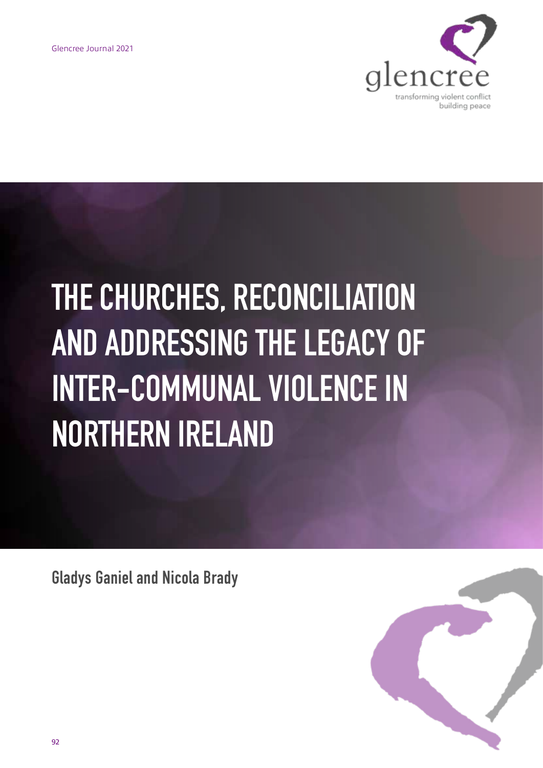# THE CHURCHES, RECONCILIATION AND ADDRESSING THE LEGACY OF INTER-COMMUNAL VIOLENCE IN NORTHERN IRELAND

**Gladys Ganiel and Nicola Brady**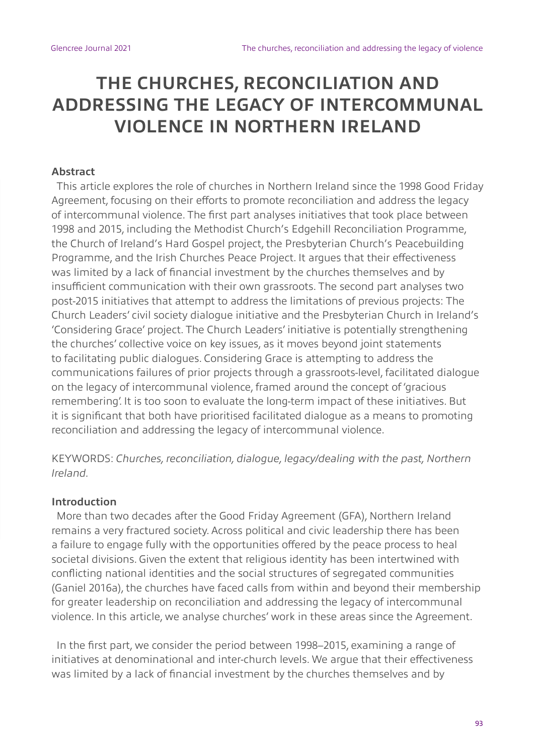# THE CHURCHES, RECONCILIATION AND ADDRESSING THE LEGACY OF INTERCOMMUNAL VIOLENCE IN NORTHERN IRELAND

### Abstract

This article explores the role of churches in Northern Ireland since the 1998 Good Friday Agreement, focusing on their efforts to promote reconciliation and address the legacy of intercommunal violence. The first part analyses initiatives that took place between 1998 and 2015, including the Methodist Church's Edgehill Reconciliation Programme, the Church of Ireland's Hard Gospel project, the Presbyterian Church's Peacebuilding Programme, and the Irish Churches Peace Project. It argues that their effectiveness was limited by a lack of financial investment by the churches themselves and by insufficient communication with their own grassroots. The second part analyses two post-2015 initiatives that attempt to address the limitations of previous projects: The Church Leaders' civil society dialogue initiative and the Presbyterian Church in Ireland's 'Considering Grace' project. The Church Leaders' initiative is potentially strengthening the churches' collective voice on key issues, as it moves beyond joint statements to facilitating public dialogues. Considering Grace is attempting to address the communications failures of prior projects through a grassroots-level, facilitated dialogue on the legacy of intercommunal violence, framed around the concept of 'gracious remembering'. It is too soon to evaluate the long-term impact of these initiatives. But it is significant that both have prioritised facilitated dialogue as a means to promoting reconciliation and addressing the legacy of intercommunal violence.

KEYWORDS: *Churches, reconciliation, dialogue, legacy/dealing with the past, Northern Ireland.*

### Introduction

More than two decades after the Good Friday Agreement (GFA), Northern Ireland remains a very fractured society. Across political and civic leadership there has been a failure to engage fully with the opportunities offered by the peace process to heal societal divisions. Given the extent that religious identity has been intertwined with conflicting national identities and the social structures of segregated communities (Ganiel 2016a), the churches have faced calls from within and beyond their membership for greater leadership on reconciliation and addressing the legacy of intercommunal violence. In this article, we analyse churches' work in these areas since the Agreement.

In the first part, we consider the period between 1998–2015, examining a range of initiatives at denominational and inter-church levels. We argue that their effectiveness was limited by a lack of financial investment by the churches themselves and by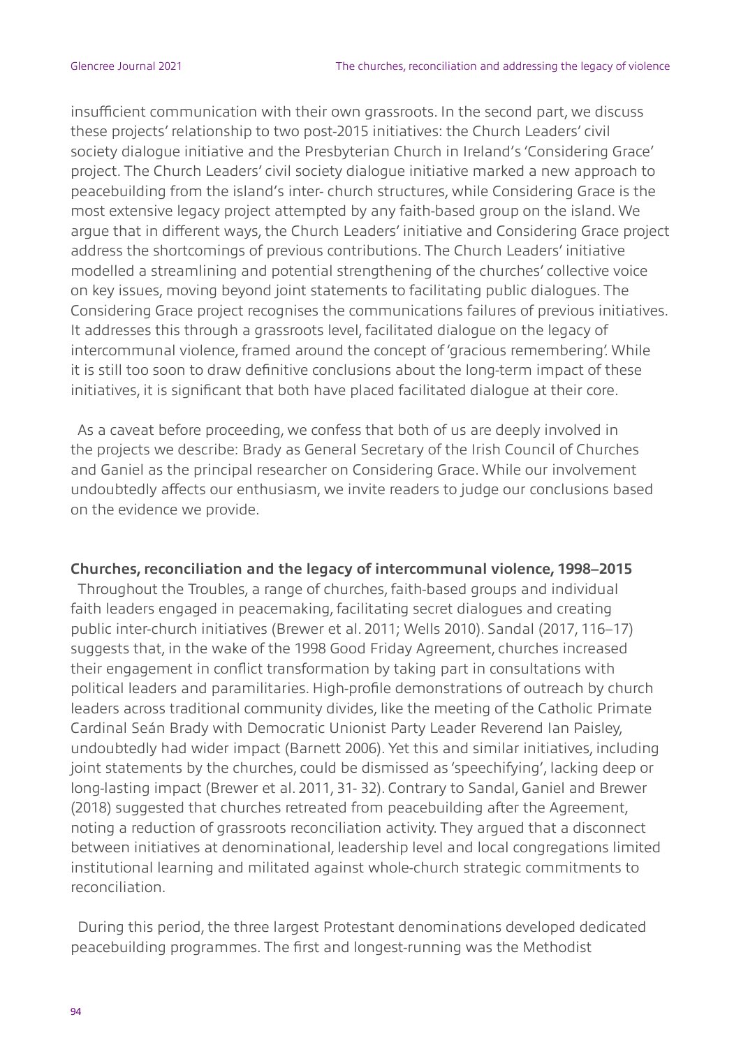insufficient communication with their own grassroots. In the second part, we discuss these projects' relationship to two post-2015 initiatives: the Church Leaders' civil society dialogue initiative and the Presbyterian Church in Ireland's 'Considering Grace' project. The Church Leaders' civil society dialogue initiative marked a new approach to peacebuilding from the island's inter- church structures, while Considering Grace is the most extensive legacy project attempted by any faith-based group on the island. We argue that in different ways, the Church Leaders' initiative and Considering Grace project address the shortcomings of previous contributions. The Church Leaders' initiative modelled a streamlining and potential strengthening of the churches' collective voice on key issues, moving beyond joint statements to facilitating public dialogues. The Considering Grace project recognises the communications failures of previous initiatives. It addresses this through a grassroots level, facilitated dialogue on the legacy of intercommunal violence, framed around the concept of 'gracious remembering'. While it is still too soon to draw definitive conclusions about the long-term impact of these initiatives, it is significant that both have placed facilitated dialogue at their core.

As a caveat before proceeding, we confess that both of us are deeply involved in the projects we describe: Brady as General Secretary of the Irish Council of Churches and Ganiel as the principal researcher on Considering Grace. While our involvement undoubtedly affects our enthusiasm, we invite readers to judge our conclusions based on the evidence we provide.

## Churches, reconciliation and the legacy of intercommunal violence, 1998–2015

Throughout the Troubles, a range of churches, faith-based groups and individual faith leaders engaged in peacemaking, facilitating secret dialogues and creating public inter-church initiatives (Brewer et al. 2011; Wells 2010). Sandal (2017, 116–17) suggests that, in the wake of the 1998 Good Friday Agreement, churches increased their engagement in conflict transformation by taking part in consultations with political leaders and paramilitaries. High-profile demonstrations of outreach by church leaders across traditional community divides, like the meeting of the Catholic Primate Cardinal Seán Brady with Democratic Unionist Party Leader Reverend Ian Paisley, undoubtedly had wider impact (Barnett 2006). Yet this and similar initiatives, including joint statements by the churches, could be dismissed as 'speechifying', lacking deep or long-lasting impact (Brewer et al. 2011, 31- 32). Contrary to Sandal, Ganiel and Brewer (2018) suggested that churches retreated from peacebuilding after the Agreement, noting a reduction of grassroots reconciliation activity. They argued that a disconnect between initiatives at denominational, leadership level and local congregations limited institutional learning and militated against whole-church strategic commitments to reconciliation.

During this period, the three largest Protestant denominations developed dedicated peacebuilding programmes. The first and longest-running was the Methodist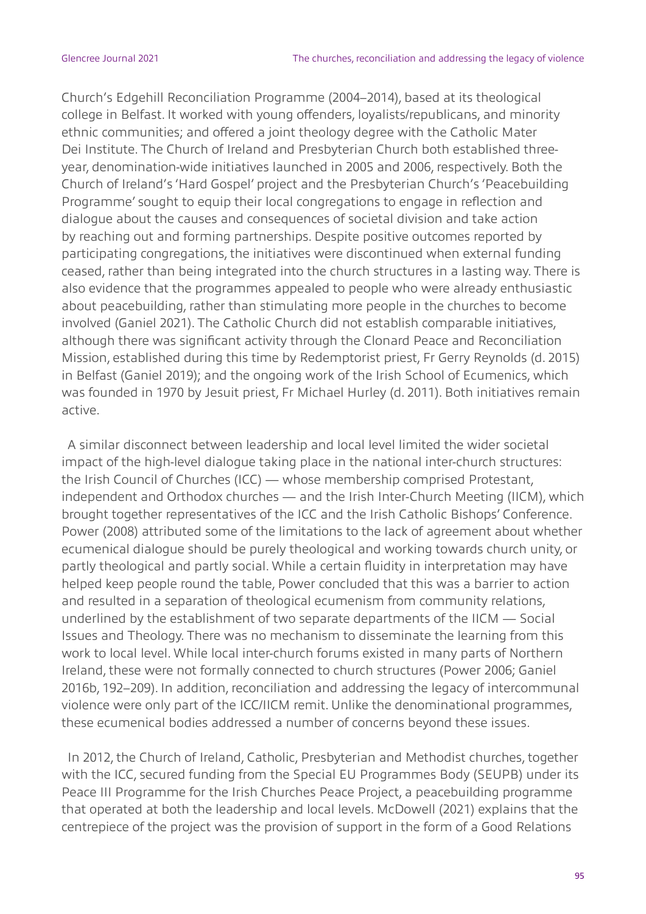Church's Edgehill Reconciliation Programme (2004–2014), based at its theological college in Belfast. It worked with young offenders, loyalists/republicans, and minority ethnic communities; and offered a joint theology degree with the Catholic Mater Dei Institute. The Church of Ireland and Presbyterian Church both established three-year, denomination-wide initiatives launched in 2005 and 2006, respectively. Both the Church of Ireland's 'Hard Gospel' project and the Presbyterian Church's 'Peacebuilding Programme' sought to equip their local congregations to engage in reflection and dialogue about the causes and consequences of societal division and take action by reaching out and forming partnerships. Despite positive outcomes reported by participating congregations, the initiatives were discontinued when external funding ceased, rather than being integrated into the church structures in a lasting way. There is also evidence that the programmes appealed to people who were already enthusiastic about peacebuilding, rather than stimulating more people in the churches to become involved (Ganiel 2021). The Catholic Church did not establish comparable initiatives, although there was significant activity through the Clonard Peace and Reconciliation Mission, established during this time by Redemptorist priest, Fr Gerry Reynolds (d. 2015) in Belfast (Ganiel 2019); and the ongoing work of the Irish School of Ecumenics, which was founded in 1970 by Jesuit priest, Fr Michael Hurley (d. 2011). Both initiatives remain active.

A similar disconnect between leadership and local level limited the wider societal impact of the high-level dialogue taking place in the national inter-church structures: the Irish Council of Churches (ICC) — whose membership comprised Protestant, independent and Orthodox churches — and the Irish Inter-Church Meeting (IICM), which brought together representatives of the ICC and the Irish Catholic Bishops' Conference. Power (2008) attributed some of the limitations to the lack of agreement about whether ecumenical dialogue should be purely theological and working towards church unity, or partly theological and partly social. While a certain fluidity in interpretation may have helped keep people round the table, Power concluded that this was a barrier to action and resulted in a separation of theological ecumenism from community relations, underlined by the establishment of two separate departments of the IICM — Social Issues and Theology. There was no mechanism to disseminate the learning from this work to local level. While local inter-church forums existed in many parts of Northern Ireland, these were not formally connected to church structures (Power 2006; Ganiel 2016b, 192–209). In addition, reconciliation and addressing the legacy of intercommunal violence were only part of the ICC/IICM remit. Unlike the denominational programmes, these ecumenical bodies addressed a number of concerns beyond these issues.

In 2012, the Church of Ireland, Catholic, Presbyterian and Methodist churches, together with the ICC, secured funding from the Special EU Programmes Body (SEUPB) under its Peace III Programme for the Irish Churches Peace Project, a peacebuilding programme that operated at both the leadership and local levels. McDowell (2021) explains that the centrepiece of the project was the provision of support in the form of a Good Relations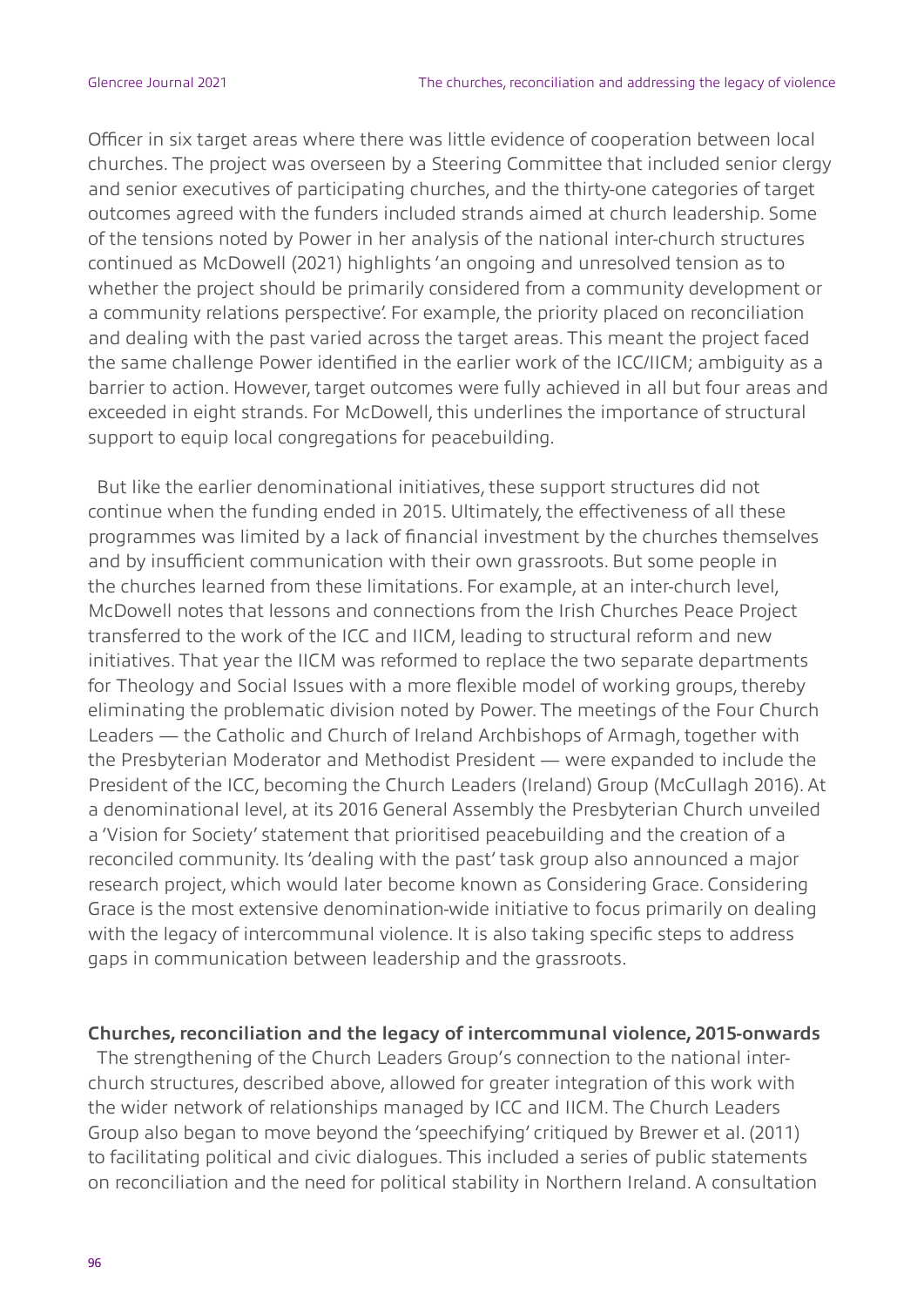Officer in six target areas where there was little evidence of cooperation between local churches. The project was overseen by a Steering Committee that included senior clergy and senior executives of participating churches, and the thirty-one categories of target outcomes agreed with the funders included strands aimed at church leadership. Some of the tensions noted by Power in her analysis of the national inter-church structures continued as McDowell (2021) highlights 'an ongoing and unresolved tension as to whether the project should be primarily considered from a community development or a community relations perspective'. For example, the priority placed on reconciliation and dealing with the past varied across the target areas. This meant the project faced the same challenge Power identified in the earlier work of the ICC/IICM; ambiguity as a barrier to action. However, target outcomes were fully achieved in all but four areas and exceeded in eight strands. For McDowell, this underlines the importance of structural support to equip local congregations for peacebuilding.

But like the earlier denominational initiatives, these support structures did not continue when the funding ended in 2015. Ultimately, the effectiveness of all these programmes was limited by a lack of financial investment by the churches themselves and by insufficient communication with their own grassroots. But some people in the churches learned from these limitations. For example, at an inter-church level, McDowell notes that lessons and connections from the Irish Churches Peace Project transferred to the work of the ICC and IICM, leading to structural reform and new initiatives. That year the IICM was reformed to replace the two separate departments for Theology and Social Issues with a more flexible model of working groups, thereby eliminating the problematic division noted by Power. The meetings of the Four Church Leaders — the Catholic and Church of Ireland Archbishops of Armagh, together with the Presbyterian Moderator and Methodist President — were expanded to include the President of the ICC, becoming the Church Leaders (Ireland) Group (McCullagh 2016). At a denominational level, at its 2016 General Assembly the Presbyterian Church unveiled a 'Vision for Society' statement that prioritised peacebuilding and the creation of a reconciled community. Its 'dealing with the past' task group also announced a major research project, which would later become known as Considering Grace. Considering Grace is the most extensive denomination-wide initiative to focus primarily on dealing with the legacy of intercommunal violence. It is also taking specific steps to address gaps in communication between leadership and the grassroots.

### Churches, reconciliation and the legacy of intercommunal violence, 2015-onwards

The strengthening of the Church Leaders Group's connection to the national inter-church structures, described above, allowed for greater integration of this work with the wider network of relationships managed by ICC and IICM. The Church Leaders Group also began to move beyond the 'speechifying' critiqued by Brewer et al. (2011) to facilitating political and civic dialogues. This included a series of public statements on reconciliation and the need for political stability in Northern Ireland. A consultation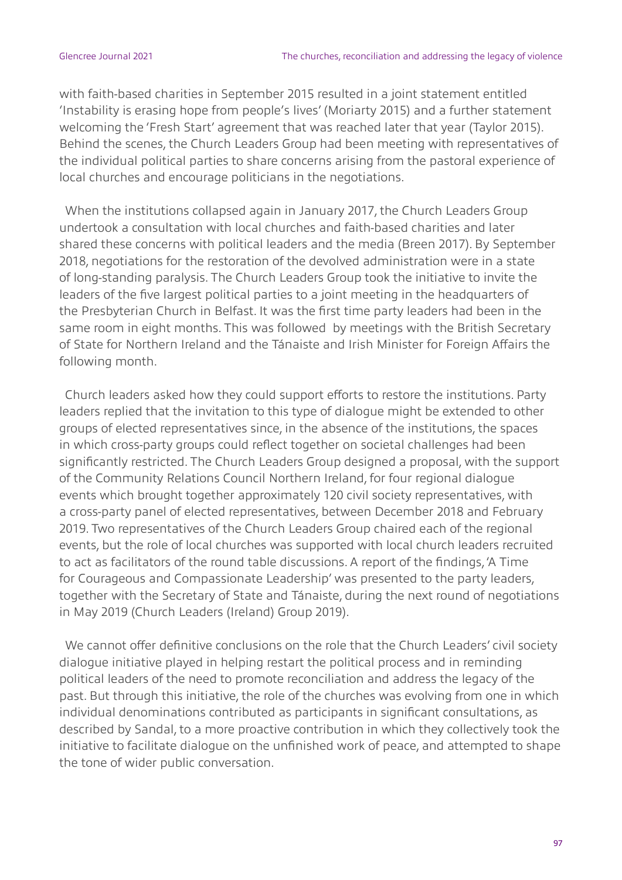with faith-based charities in September 2015 resulted in a joint statement entitled 'Instability is erasing hope from people's lives' (Moriarty 2015) and a further statement welcoming the 'Fresh Start' agreement that was reached later that year (Taylor 2015). Behind the scenes, the Church Leaders Group had been meeting with representatives of the individual political parties to share concerns arising from the pastoral experience of local churches and encourage politicians in the negotiations.

When the institutions collapsed again in January 2017, the Church Leaders Group undertook a consultation with local churches and faith-based charities and later shared these concerns with political leaders and the media (Breen 2017). By September 2018, negotiations for the restoration of the devolved administration were in a state of long-standing paralysis. The Church Leaders Group took the initiative to invite the leaders of the five largest political parties to a joint meeting in the headquarters of the Presbyterian Church in Belfast. It was the first time party leaders had been in the same room in eight months. This was followed by meetings with the British Secretary of State for Northern Ireland and the Tánaiste and Irish Minister for Foreign Affairs the following month.

Church leaders asked how they could support efforts to restore the institutions. Party leaders replied that the invitation to this type of dialogue might be extended to other groups of elected representatives since, in the absence of the institutions, the spaces in which cross-party groups could reflect together on societal challenges had been significantly restricted. The Church Leaders Group designed a proposal, with the support of the Community Relations Council Northern Ireland, for four regional dialogue events which brought together approximately 120 civil society representatives, with a cross-party panel of elected representatives, between December 2018 and February 2019. Two representatives of the Church Leaders Group chaired each of the regional events, but the role of local churches was supported with local church leaders recruited to act as facilitators of the round table discussions. A report of the findings, 'A Time for Courageous and Compassionate Leadership' was presented to the party leaders, together with the Secretary of State and Tánaiste, during the next round of negotiations in May 2019 (Church Leaders (Ireland) Group 2019).

We cannot offer definitive conclusions on the role that the Church Leaders' civil society dialogue initiative played in helping restart the political process and in reminding political leaders of the need to promote reconciliation and address the legacy of the past. But through this initiative, the role of the churches was evolving from one in which individual denominations contributed as participants in significant consultations, as described by Sandal, to a more proactive contribution in which they collectively took the initiative to facilitate dialogue on the unfinished work of peace, and attempted to shape the tone of wider public conversation.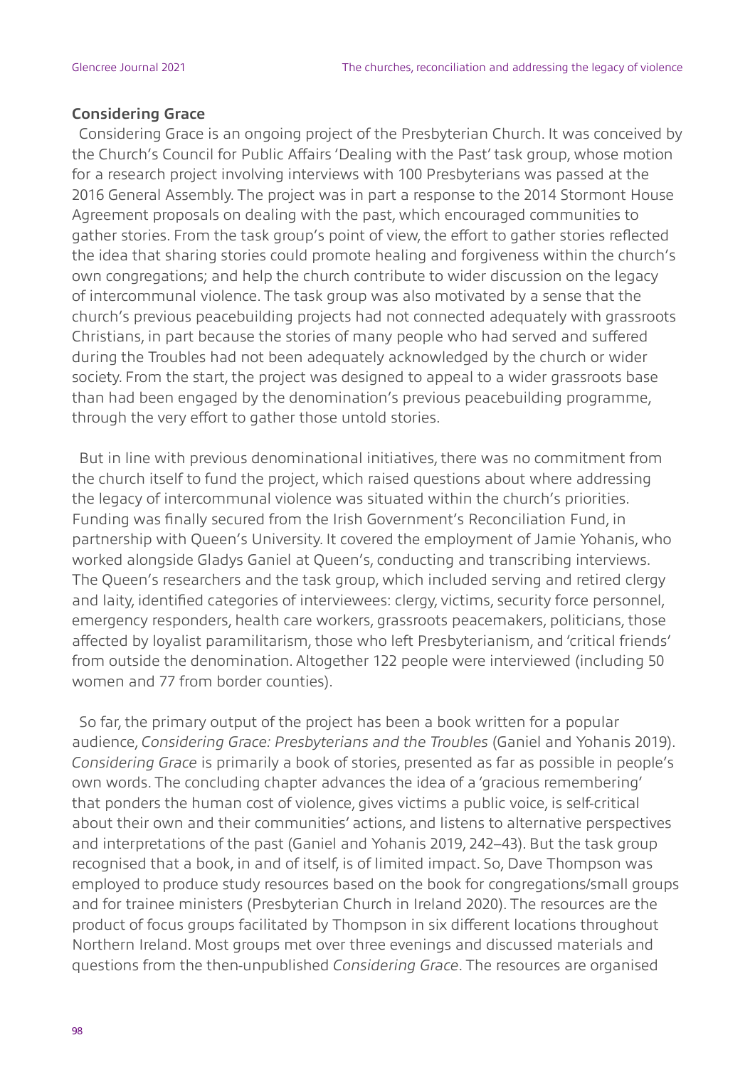### Considering Grace

Considering Grace is an ongoing project of the Presbyterian Church. It was conceived by the Church's Council for Public Affairs 'Dealing with the Past' task group, whose motion for a research project involving interviews with 100 Presbyterians was passed at the 2016 General Assembly. The project was in part a response to the 2014 Stormont House Agreement proposals on dealing with the past, which encouraged communities to gather stories. From the task group's point of view, the effort to gather stories reflected the idea that sharing stories could promote healing and forgiveness within the church's own congregations; and help the church contribute to wider discussion on the legacy of intercommunal violence. The task group was also motivated by a sense that the church's previous peacebuilding projects had not connected adequately with grassroots Christians, in part because the stories of many people who had served and suffered during the Troubles had not been adequately acknowledged by the church or wider society. From the start, the project was designed to appeal to a wider grassroots base than had been engaged by the denomination's previous peacebuilding programme, through the very effort to gather those untold stories.

But in line with previous denominational initiatives, there was no commitment from the church itself to fund the project, which raised questions about where addressing the legacy of intercommunal violence was situated within the church's priorities. Funding was finally secured from the Irish Government's Reconciliation Fund, in partnership with Queen's University. It covered the employment of Jamie Yohanis, who worked alongside Gladys Ganiel at Queen's, conducting and transcribing interviews. The Queen's researchers and the task group, which included serving and retired clergy and laity, identified categories of interviewees: clergy, victims, security force personnel, emergency responders, health care workers, grassroots peacemakers, politicians, those affected by loyalist paramilitarism, those who left Presbyterianism, and 'critical friends' from outside the denomination. Altogether 122 people were interviewed (including 50 women and 77 from border counties).

So far, the primary output of the project has been a book written for a popular audience, *Considering Grace: Presbyterians and the Troubles* (Ganiel and Yohanis 2019). *Considering Grace* is primarily a book of stories, presented as far as possible in people's own words. The concluding chapter advances the idea of a 'gracious remembering' that ponders the human cost of violence, gives victims a public voice, is self-critical about their own and their communities' actions, and listens to alternative perspectives and interpretations of the past (Ganiel and Yohanis 2019, 242–43). But the task group recognised that a book, in and of itself, is of limited impact. So, Dave Thompson was employed to produce study resources based on the book for congregations/small groups and for trainee ministers (Presbyterian Church in Ireland 2020). The resources are the product of focus groups facilitated by Thompson in six different locations throughout Northern Ireland. Most groups met over three evenings and discussed materials and questions from the then-unpublished *Considering Grace*. The resources are organised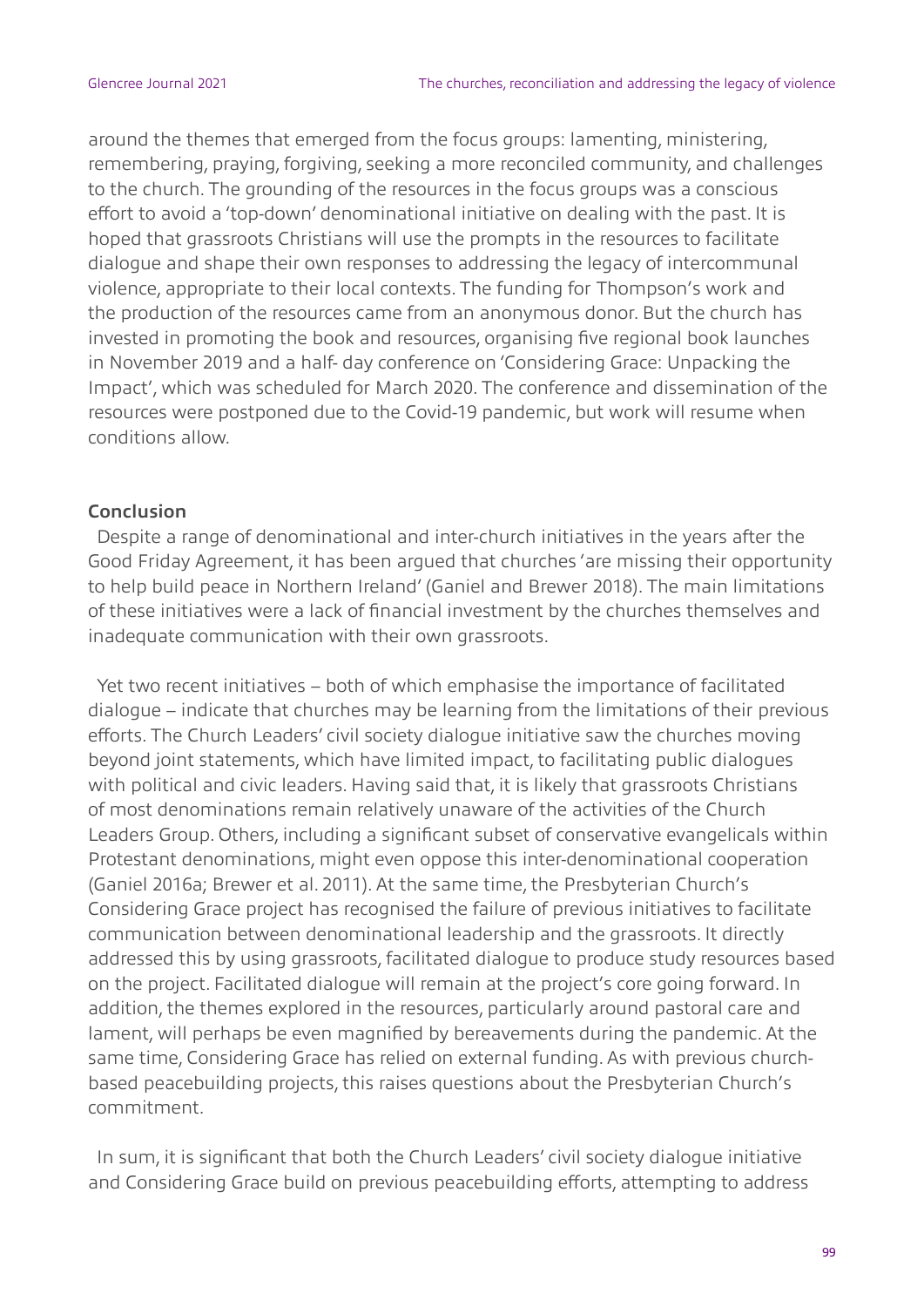around the themes that emerged from the focus groups: lamenting, ministering, remembering, praying, forgiving, seeking a more reconciled community, and challenges to the church. The grounding of the resources in the focus groups was a conscious effort to avoid a 'top-down' denominational initiative on dealing with the past. It is hoped that grassroots Christians will use the prompts in the resources to facilitate dialogue and shape their own responses to addressing the legacy of intercommunal violence, appropriate to their local contexts. The funding for Thompson's work and the production of the resources came from an anonymous donor. But the church has invested in promoting the book and resources, organising five regional book launches in November 2019 and a half- day conference on 'Considering Grace: Unpacking the Impact', which was scheduled for March 2020. The conference and dissemination of the resources were postponed due to the Covid-19 pandemic, but work will resume when conditions allow.

## Conclusion

Despite a range of denominational and inter-church initiatives in the years after the Good Friday Agreement, it has been argued that churches 'are missing their opportunity to help build peace in Northern Ireland' (Ganiel and Brewer 2018). The main limitations of these initiatives were a lack of financial investment by the churches themselves and inadequate communication with their own grassroots.

Yet two recent initiatives – both of which emphasise the importance of facilitated dialogue – indicate that churches may be learning from the limitations of their previous efforts. The Church Leaders' civil society dialogue initiative saw the churches moving beyond joint statements, which have limited impact, to facilitating public dialogues with political and civic leaders. Having said that, it is likely that grassroots Christians of most denominations remain relatively unaware of the activities of the Church Leaders Group. Others, including a significant subset of conservative evangelicals within Protestant denominations, might even oppose this inter-denominational cooperation (Ganiel 2016a; Brewer et al. 2011). At the same time, the Presbyterian Church's Considering Grace project has recognised the failure of previous initiatives to facilitate communication between denominational leadership and the grassroots. It directly addressed this by using grassroots, facilitated dialogue to produce study resources based on the project. Facilitated dialogue will remain at the project's core going forward. In addition, the themes explored in the resources, particularly around pastoral care and lament, will perhaps be even magnified by bereavements during the pandemic. At the same time, Considering Grace has relied on external funding. As with previous church-based peacebuilding projects, this raises questions about the Presbyterian Church's commitment.

In sum, it is significant that both the Church Leaders' civil society dialogue initiative and Considering Grace build on previous peacebuilding efforts, attempting to address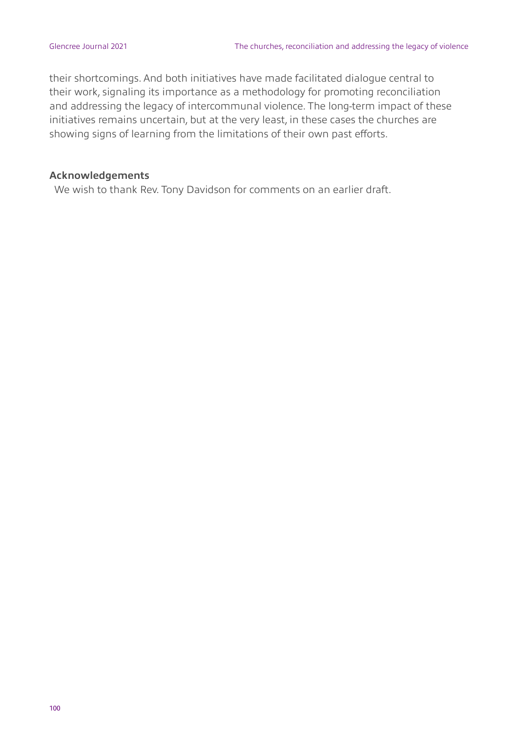their shortcomings. And both initiatives have made facilitated dialogue central to their work, signaling its importance as a methodology for promoting reconciliation and addressing the legacy of intercommunal violence. The long-term impact of these initiatives remains uncertain, but at the very least, in these cases the churches are showing signs of learning from the limitations of their own past efforts.

## Acknowledgements

We wish to thank Rev. Tony Davidson for comments on an earlier draft.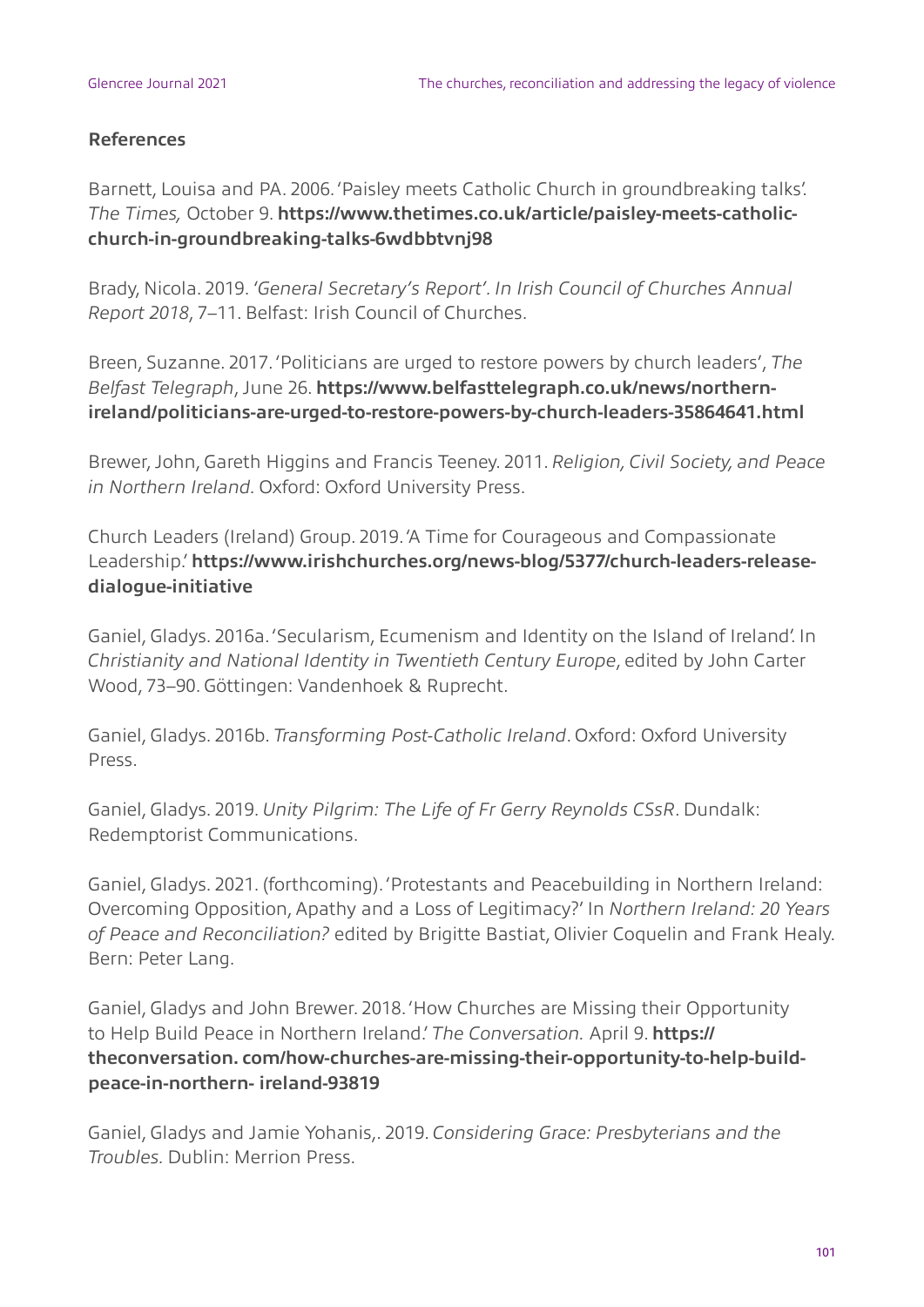## References

Barnett, Louisa and PA. 2006. 'Paisley meets Catholic Church in groundbreaking talks'. *The Times,* October 9. **https://www.thetimes.co.uk/article/paisley-meets-catholic-church-in-groundbreaking-talks-6wdbbtvnj98**

Brady, Nicola. 2019. *'General Secretary's Report'. In Irish Council of Churches Annual Report 2018*, 7–11. Belfast: Irish Council of Churches.

Breen, Suzanne. 2017. 'Politicians are urged to restore powers by church leaders', *The Belfast Telegraph*, June 26. **https://www.belfasttelegraph.co.uk/news/northern-ireland/politicians-are-urged-to-restore-powers-by-church-leaders-35864641.html**

Brewer, John, Gareth Higgins and Francis Teeney. 2011. *Religion, Civil Society, and Peace in Northern Ireland*. Oxford: Oxford University Press.

Church Leaders (Ireland) Group. 2019. 'A Time for Courageous and Compassionate Leadership.' **https://www.irishchurches.org/news-blog/5377/church-leaders-release-dialogue-initiative**

Ganiel, Gladys. 2016a. 'Secularism, Ecumenism and Identity on the Island of Ireland'. In *Christianity and National Identity in Twentieth Century Europe*, edited by John Carter Wood, 73–90. Göttingen: Vandenhoek & Ruprecht.

Ganiel, Gladys. 2016b. *Transforming Post-Catholic Ireland*. Oxford: Oxford University Press.

Ganiel, Gladys. 2019. *Unity Pilgrim: The Life of Fr Gerry Reynolds CSsR*. Dundalk: Redemptorist Communications.

Ganiel, Gladys. 2021. (forthcoming). 'Protestants and Peacebuilding in Northern Ireland: Overcoming Opposition, Apathy and a Loss of Legitimacy?' In *Northern Ireland: 20 Years of Peace and Reconciliation?* edited by Brigitte Bastiat, Olivier Coquelin and Frank Healy. Bern: Peter Lang.

Ganiel, Gladys and John Brewer. 2018. 'How Churches are Missing their Opportunity to Help Build Peace in Northern Ireland.' *The Conversation.* April 9. **https://theconversation. com/how-churches-are-missing-their-opportunity-to-help-build-peace-in-northern- ireland-93819**

Ganiel, Gladys and Jamie Yohanis,. 2019. *Considering Grace: Presbyterians and the Troubles*. Dublin: Merrion Press.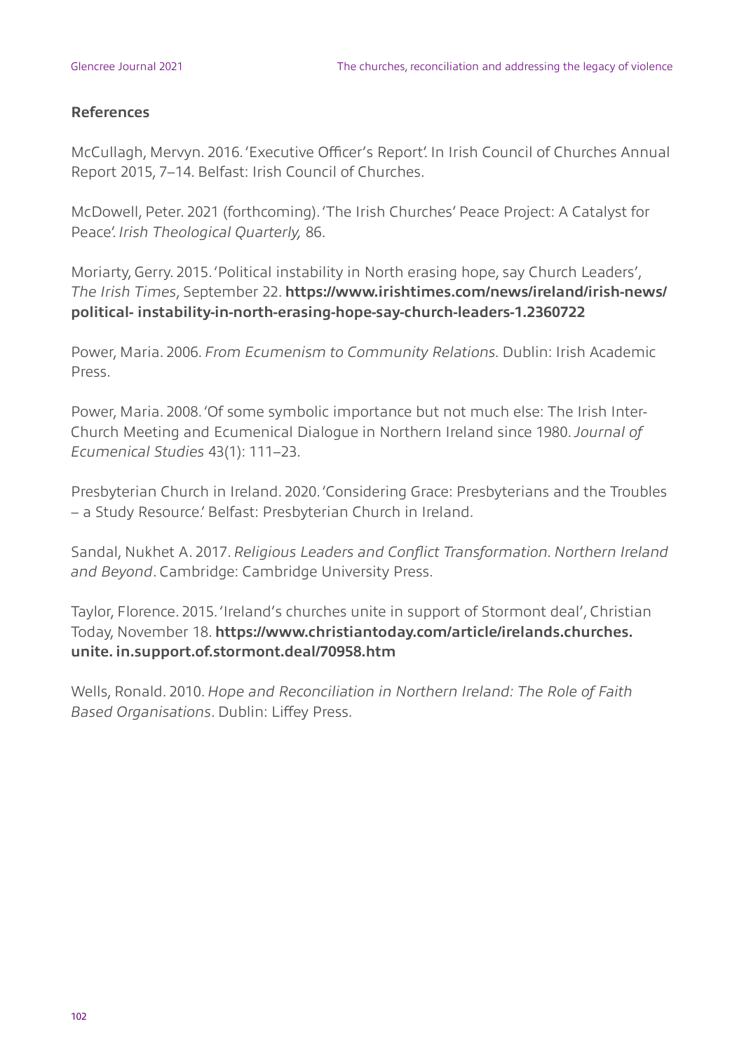## References

McCullagh, Mervyn. 2016. 'Executive Officer's Report'. In Irish Council of Churches Annual Report 2015, 7–14. Belfast: Irish Council of Churches.

McDowell, Peter. 2021 (forthcoming). 'The Irish Churches' Peace Project: A Catalyst for Peace'. *Irish Theological Quarterly,* 86.

Moriarty, Gerry. 2015. 'Political instability in North erasing hope, say Church Leaders', *The Irish Times*, September 22. **https://www.irishtimes.com/news/ireland/irish-news/political- instability-in-north-erasing-hope-say-church-leaders-1.2360722**

Power, Maria. 2006. *From Ecumenism to Community Relations.* Dublin: Irish Academic Press.

Power, Maria. 2008. 'Of some symbolic importance but not much else: The Irish Inter-Church Meeting and Ecumenical Dialogue in Northern Ireland since 1980. *Journal of Ecumenical Studies* 43(1): 111–23.

Presbyterian Church in Ireland. 2020. 'Considering Grace: Presbyterians and the Troubles – a Study Resource.' Belfast: Presbyterian Church in Ireland.

Sandal, Nukhet A. 2017. *Religious Leaders and Conflict Transformation. Northern Ireland and Beyond*. Cambridge: Cambridge University Press.

Taylor, Florence. 2015. 'Ireland's churches unite in support of Stormont deal', Christian Today, November 18. **https://www.christiantoday.com/article/irelands.churches.unite. in.support.of.stormont.deal/70958.htm**

Wells, Ronald. 2010. *Hope and Reconciliation in Northern Ireland: The Role of Faith Based Organisations*. Dublin: Liffey Press.